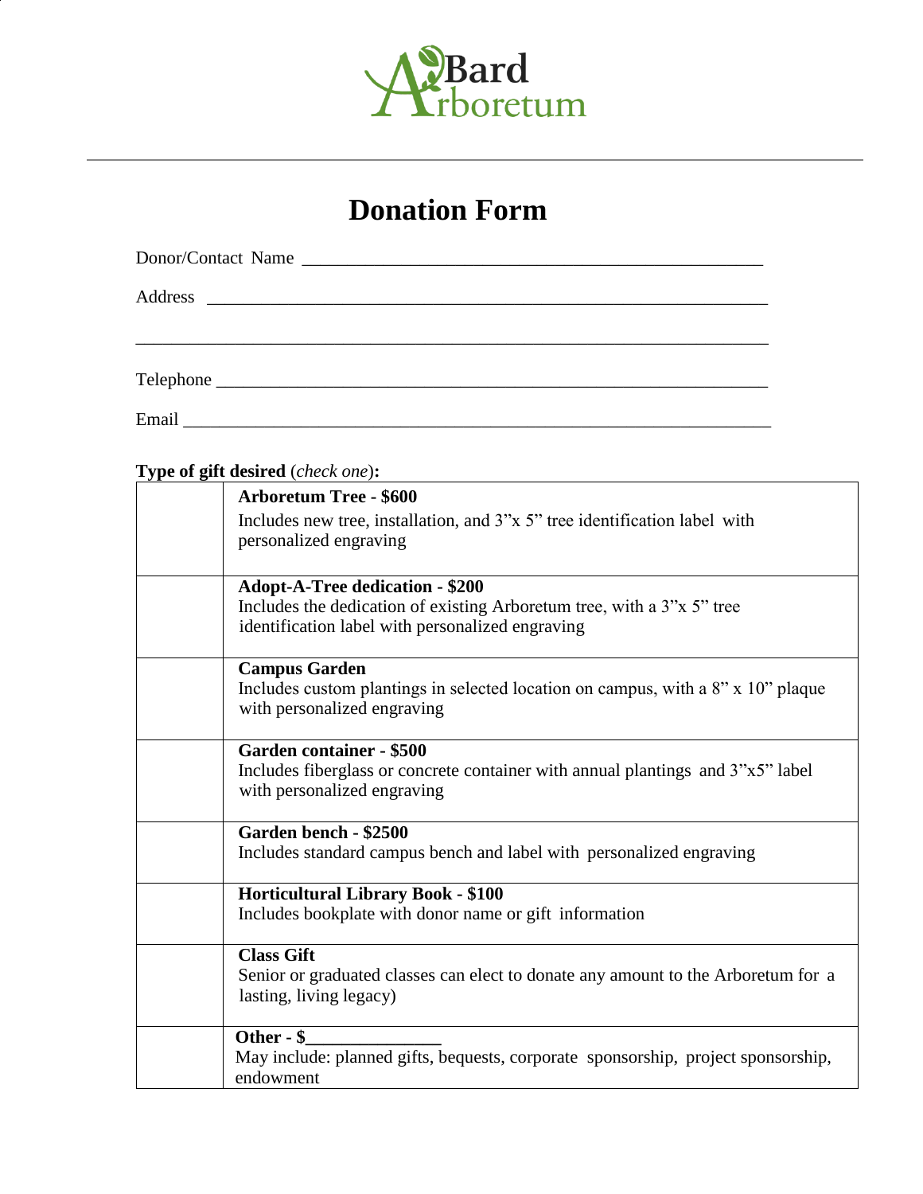Bard Arboretum

# Donation Form

Donor/Contact Name ____________________________________________________

Address ________________________________________________________________

________________________________________________________________________

Telephone ______________________________________________________________

Email __________________________________________________________________

**Type of gift desired** (*check one*)**:**

| | |
|---|---|
| | **Arboretum Tree - $600**<br>Includes new tree, installation, and 3”x 5” tree identification label with personalized engraving |
| | **Adopt-A-Tree dedication - $200**<br>Includes the dedication of existing Arboretum tree, with a 3”x 5” tree identification label with personalized engraving |
| | **Campus Garden**<br>Includes custom plantings in selected location on campus, with a 8” x 10” plaque with personalized engraving |
| | **Garden container - $500**<br>Includes fiberglass or concrete container with annual plantings and 3”x5” label with personalized engraving |
| | **Garden bench - $2500**<br>Includes standard campus bench and label with personalized engraving |
| | **Horticultural Library Book - $100**<br>Includes bookplate with donor name or gift information |
| | **Class Gift**<br>Senior or graduated classes can elect to donate any amount to the Arboretum for a lasting, living legacy) |
| | **Other - $_______________**<br>May include: planned gifts, bequests, corporate sponsorship, project sponsorship, endowment |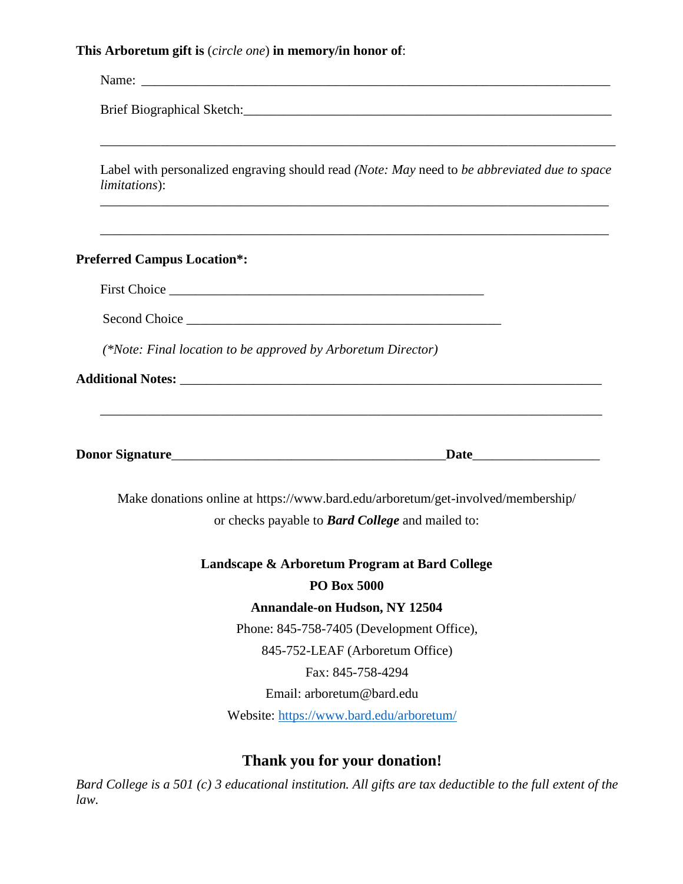**This Arboretum gift is** (*circle one*) **in memory/in honor of**:

Name: ___________________________________________________________________________

Brief Biographical Sketch:_________________________________________________________

_______________________________________________________________________________

Label with personalized engraving should read *(Note: May* need to *be abbreviated due to space limitations*):

_______________________________________________________________________________

_______________________________________________________________________________

**Preferred Campus Location*:**

First Choice _________________________________________________

Second Choice _________________________________________________

*(*Note: Final location to be approved by Arboretum Director)*

**Additional Notes:** _____________________________________________________________

_______________________________________________________________________________

**Donor Signature**__________________________________________**Date**__________________

Make donations online at https://www.bard.edu/arboretum/get-involved/membership/
or checks payable to ***Bard College*** and mailed to:

**Landscape & Arboretum Program at Bard College**
**PO Box 5000**
**Annandale-on Hudson, NY 12504**
Phone: 845-758-7405 (Development Office),
845-752-LEAF (Arboretum Office)
Fax: 845-758-4294
Email: arboretum@bard.edu
Website: https://www.bard.edu/arboretum/

## Thank you for your donation!

*Bard College is a 501 (c) 3 educational institution. All gifts are tax deductible to the full extent of the law.*